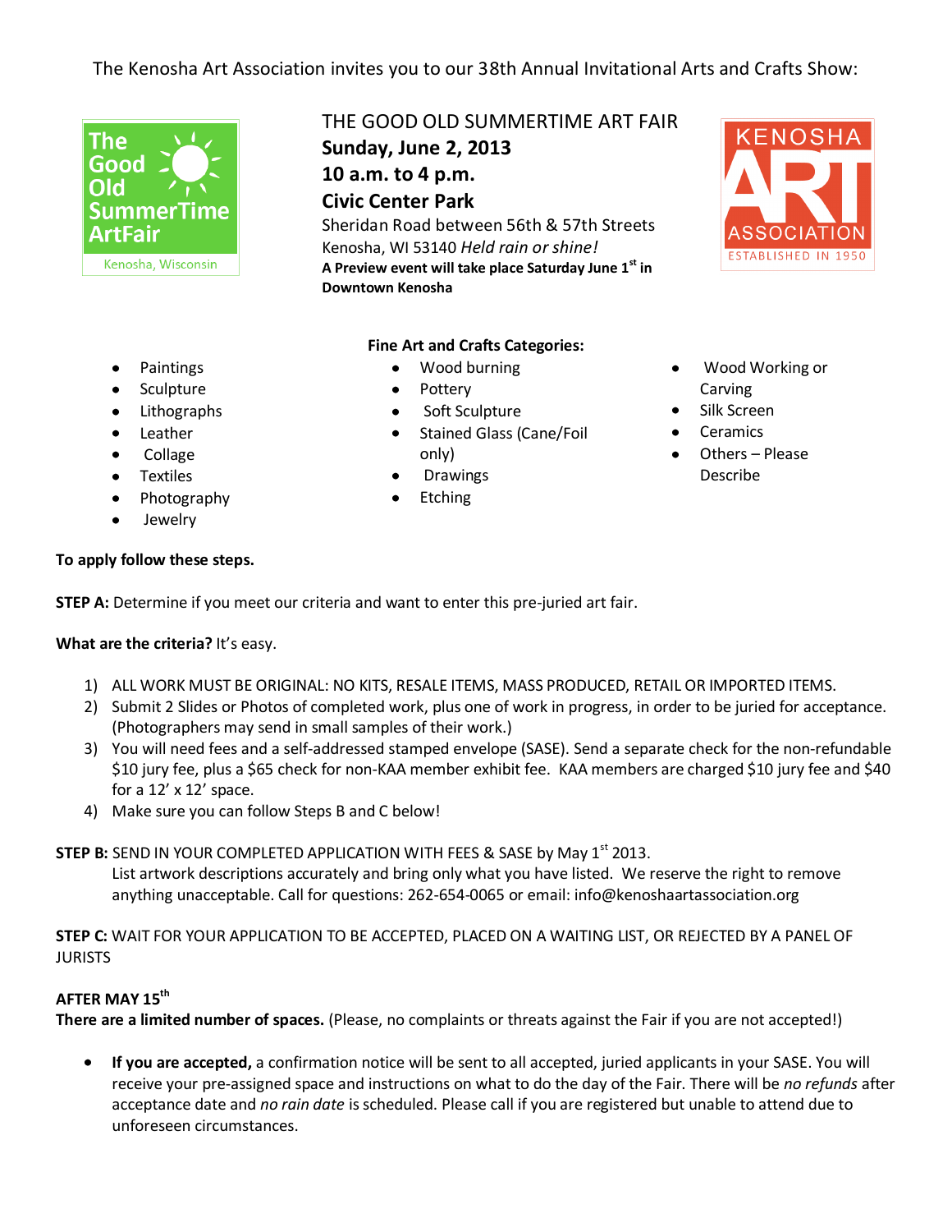The Kenosha Art Association invites you to our 38th Annual Invitational Arts and Crafts Show:

The Good Old SummerTime ArtFair
Kenosha, Wisconsin

# THE GOOD OLD SUMMERTIME ART FAIR

**Sunday, June 2, 2013**

**10 a.m. to 4 p.m.**

**Civic Center Park**

Sheridan Road between 56th & 57th Streets

Kenosha, WI 53140 *Held rain or shine!*

**A Preview event will take place Saturday June 1st in Downtown Kenosha**

KENOSHA ART ASSOCIATION
ESTABLISHED IN 1950

**Fine Art and Crafts Categories:**

- Paintings
- Sculpture
- Lithographs
- Leather
- Collage
- Textiles
- Photography
- Jewelry
- Wood burning
- Pottery
- Soft Sculpture
- Stained Glass (Cane/Foil only)
- Drawings
- Etching
- Wood Working or Carving
- Silk Screen
- Ceramics
- Others – Please Describe

**To apply follow these steps.**

**STEP A:** Determine if you meet our criteria and want to enter this pre-juried art fair.

**What are the criteria?** It's easy.

1) ALL WORK MUST BE ORIGINAL: NO KITS, RESALE ITEMS, MASS PRODUCED, RETAIL OR IMPORTED ITEMS.
2) Submit 2 Slides or Photos of completed work, plus one of work in progress, in order to be juried for acceptance. (Photographers may send in small samples of their work.)
3) You will need fees and a self-addressed stamped envelope (SASE). Send a separate check for the non-refundable $10 jury fee, plus a $65 check for non-KAA member exhibit fee. KAA members are charged $10 jury fee and $40 for a 12' x 12' space.
4) Make sure you can follow Steps B and C below!

**STEP B:** SEND IN YOUR COMPLETED APPLICATION WITH FEES & SASE by May 1st 2013.
List artwork descriptions accurately and bring only what you have listed. We reserve the right to remove anything unacceptable. Call for questions: 262-654-0065 or email: info@kenoshaartassociation.org

**STEP C:** WAIT FOR YOUR APPLICATION TO BE ACCEPTED, PLACED ON A WAITING LIST, OR REJECTED BY A PANEL OF JURISTS

**AFTER MAY 15th**

**There are a limited number of spaces.** (Please, no complaints or threats against the Fair if you are not accepted!)

- **If you are accepted,** a confirmation notice will be sent to all accepted, juried applicants in your SASE. You will receive your pre-assigned space and instructions on what to do the day of the Fair. There will be *no refunds* after acceptance date and *no rain date* is scheduled. Please call if you are registered but unable to attend due to unforeseen circumstances.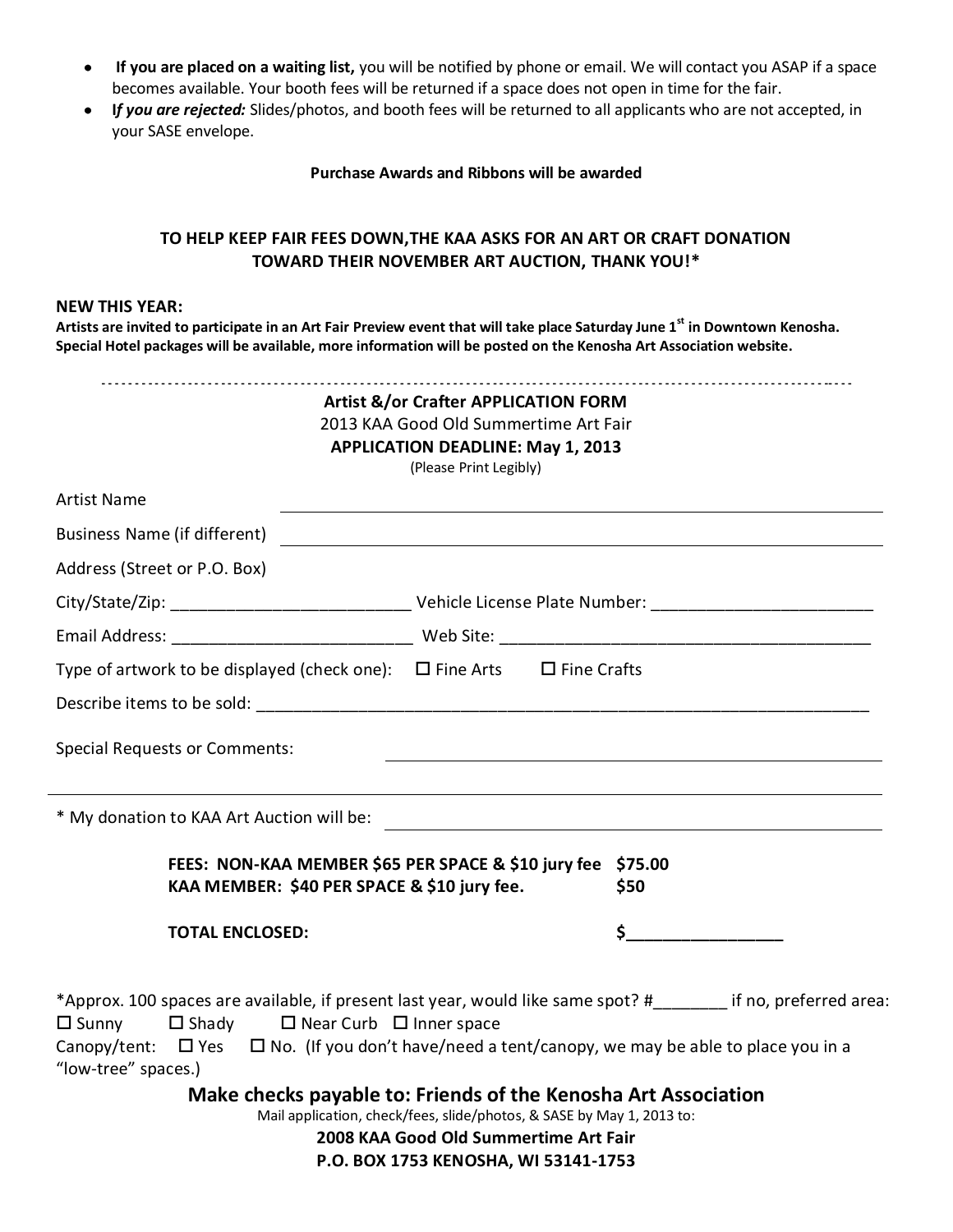- **If you are placed on a waiting list,** you will be notified by phone or email. We will contact you ASAP if a space becomes available. Your booth fees will be returned if a space does not open in time for the fair.
- ***If you are rejected:*** Slides/photos, and booth fees will be returned to all applicants who are not accepted, in your SASE envelope.

**Purchase Awards and Ribbons will be awarded**

**TO HELP KEEP FAIR FEES DOWN,THE KAA ASKS FOR AN ART OR CRAFT DONATION TOWARD THEIR NOVEMBER ART AUCTION, THANK YOU!***

**NEW THIS YEAR:**
**Artists are invited to participate in an Art Fair Preview event that will take place Saturday June 1st in Downtown Kenosha. Special Hotel packages will be available, more information will be posted on the Kenosha Art Association website.**

---

**Artist &/or Crafter APPLICATION FORM**
2013 KAA Good Old Summertime Art Fair
**APPLICATION DEADLINE: May 1, 2013**
(Please Print Legibly)

Artist Name ______________________________

Business Name (if different) ______________________________

Address (Street or P.O. Box)

City/State/Zip: _________________________ Vehicle License Plate Number: ________________________

Email Address: __________________________ Web Site: _________________________________________

Type of artwork to be displayed (check one): ☐ Fine Arts ☐ Fine Crafts

Describe items to be sold: ____________________________________________________________________

Special Requests or Comments: ______________________________

* My donation to KAA Art Auction will be: ______________________________

**FEES: NON-KAA MEMBER $65 PER SPACE & $10 jury fee $75.00**
**KAA MEMBER: $40 PER SPACE & $10 jury fee. $50**

**TOTAL ENCLOSED: $________________**

*Approx. 100 spaces are available, if present last year, would like same spot? #________ if no, preferred area:
☐ Sunny ☐ Shady ☐ Near Curb ☐ Inner space
Canopy/tent: ☐ Yes ☐ No. (If you don't have/need a tent/canopy, we may be able to place you in a "low-tree" spaces.)

**Make checks payable to: Friends of the Kenosha Art Association**
Mail application, check/fees, slide/photos, & SASE by May 1, 2013 to:
**2008 KAA Good Old Summertime Art Fair**
**P.O. BOX 1753 KENOSHA, WI 53141-1753**